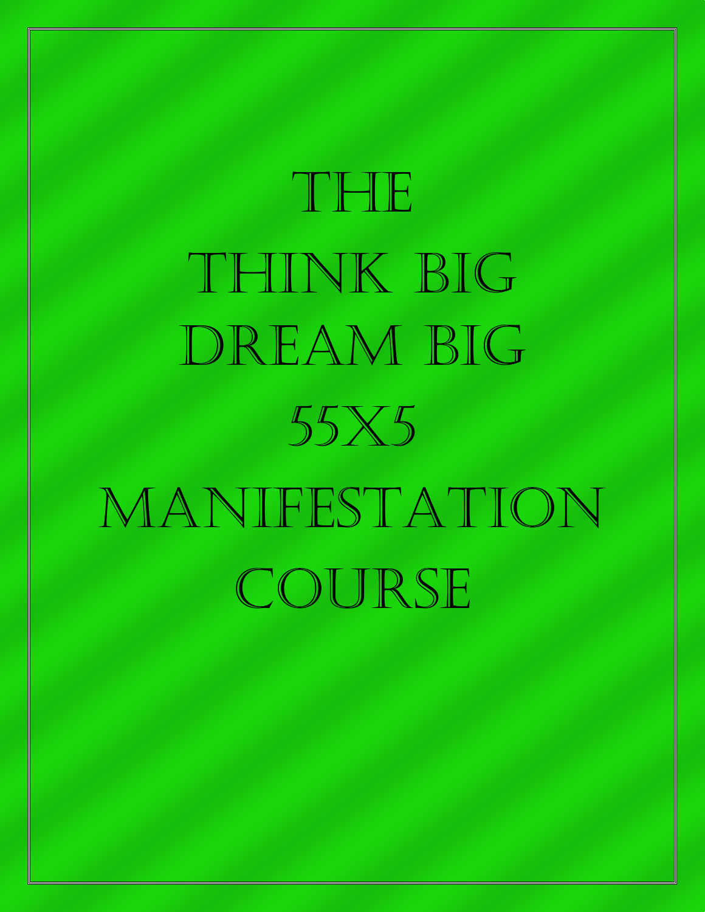# The Think Big Dream Big 55x5 Manifestation Course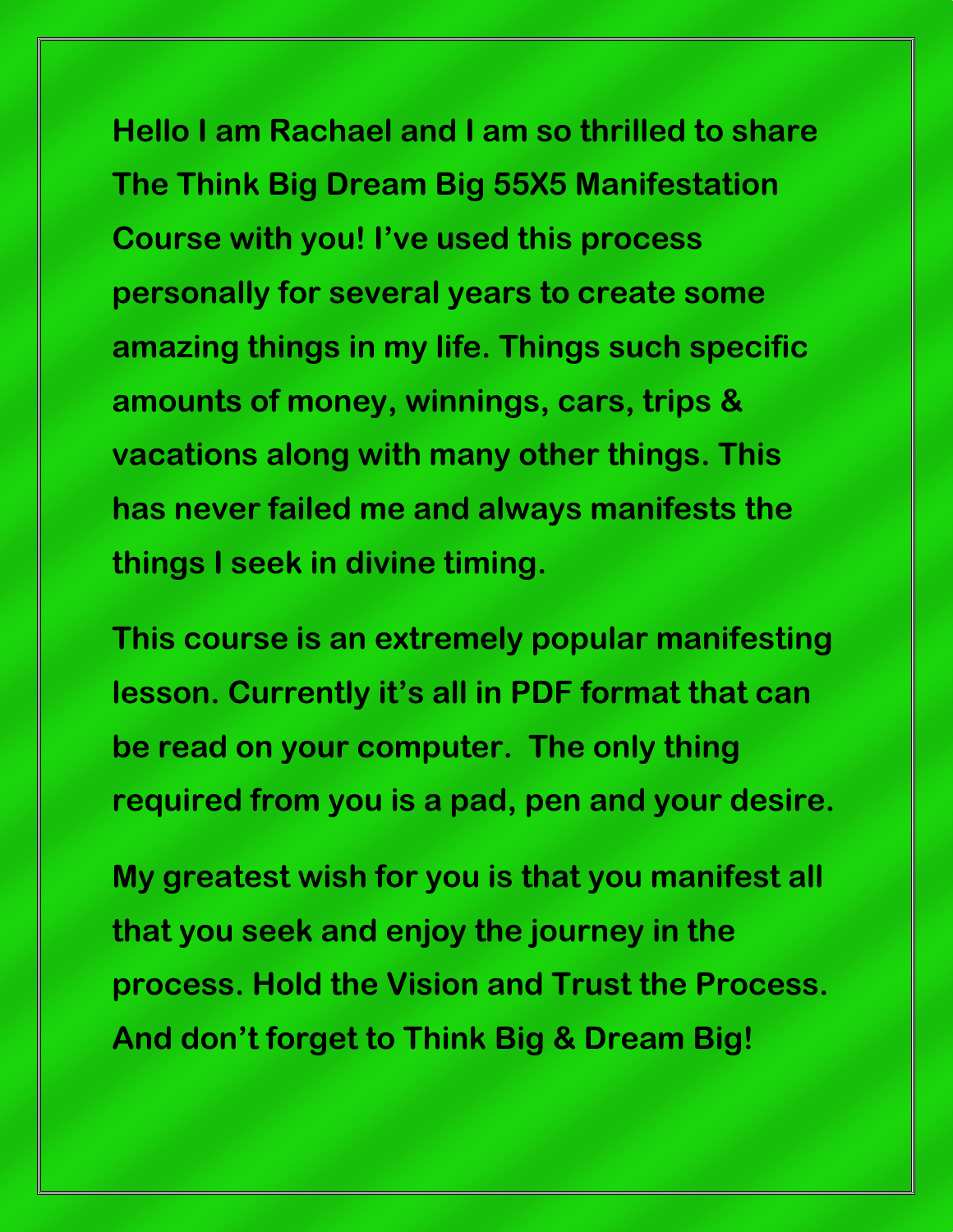**Hello I am Rachael and I am so thrilled to share The Think Big Dream Big 55X5 Manifestation Course with you! I've used this process personally for several years to create some amazing things in my life. Things such specific amounts of money, winnings, cars, trips & vacations along with many other things. This has never failed me and always manifests the things I seek in divine timing.**

**This course is an extremely popular manifesting lesson. Currently it's all in PDF format that can be read on your computer. The only thing required from you is a pad, pen and your desire.**

**My greatest wish for you is that you manifest all that you seek and enjoy the journey in the process. Hold the Vision and Trust the Process. And don't forget to Think Big & Dream Big!**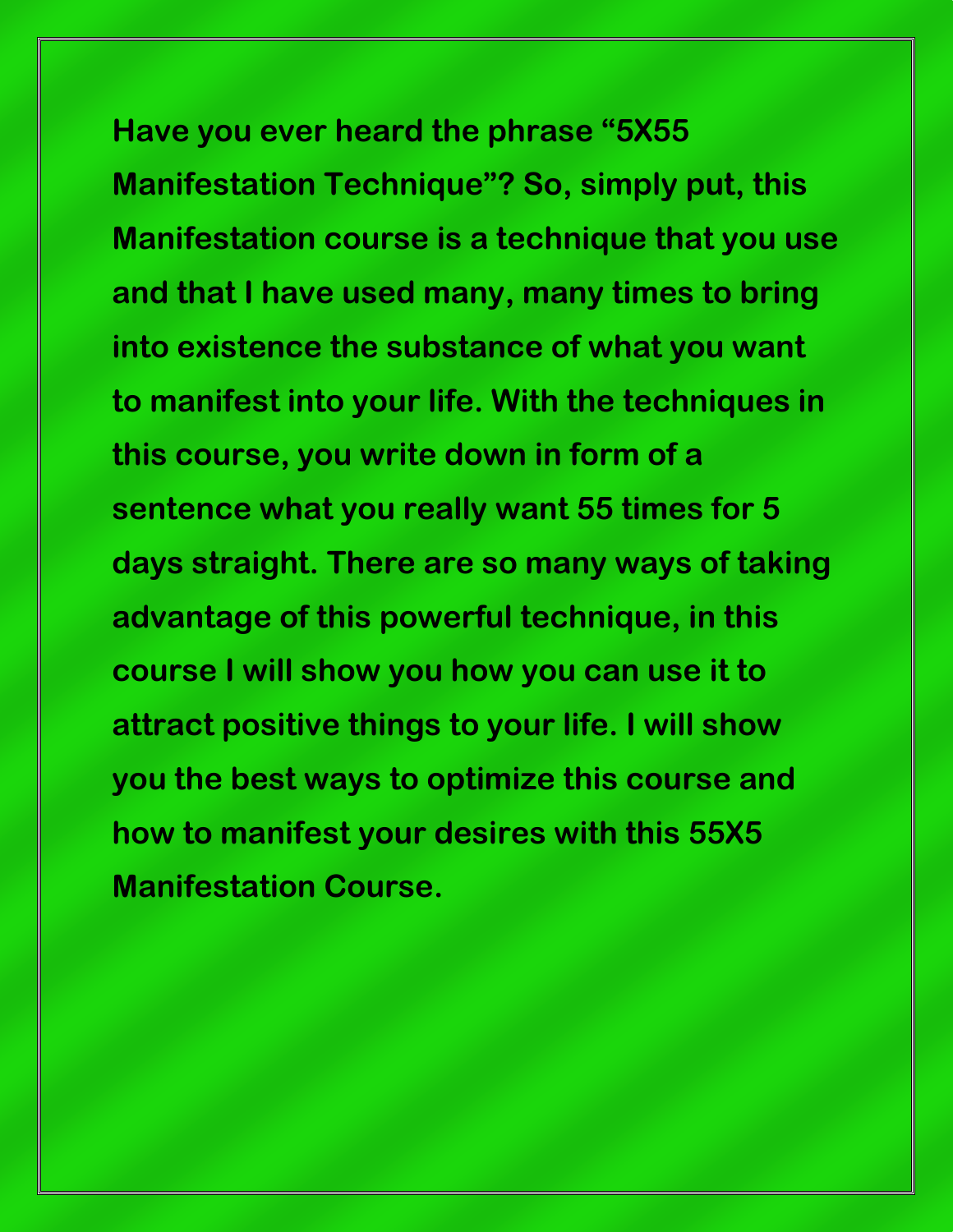**Have you ever heard the phrase "5X55 Manifestation Technique"? So, simply put, this Manifestation course is a technique that you use and that I have used many, many times to bring into existence the substance of what you want to manifest into your life. With the techniques in this course, you write down in form of a sentence what you really want 55 times for 5 days straight. There are so many ways of taking advantage of this powerful technique, in this course I will show you how you can use it to attract positive things to your life. I will show you the best ways to optimize this course and how to manifest your desires with this 55X5 Manifestation Course.**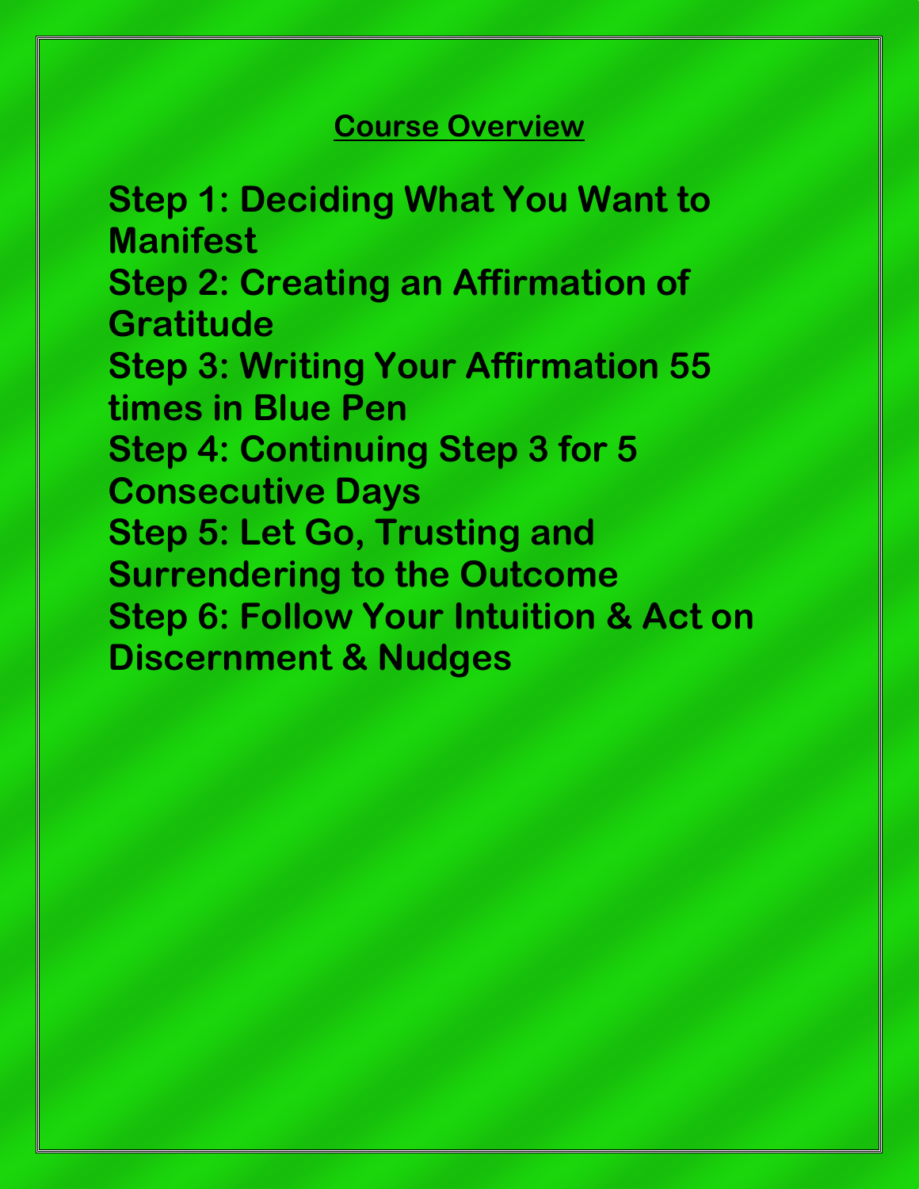## Course Overview

**Step 1: Deciding What You Want to Manifest**

**Step 2: Creating an Affirmation of Gratitude**

**Step 3: Writing Your Affirmation 55 times in Blue Pen**

**Step 4: Continuing Step 3 for 5 Consecutive Days**

**Step 5: Let Go, Trusting and Surrendering to the Outcome**

**Step 6: Follow Your Intuition & Act on Discernment & Nudges**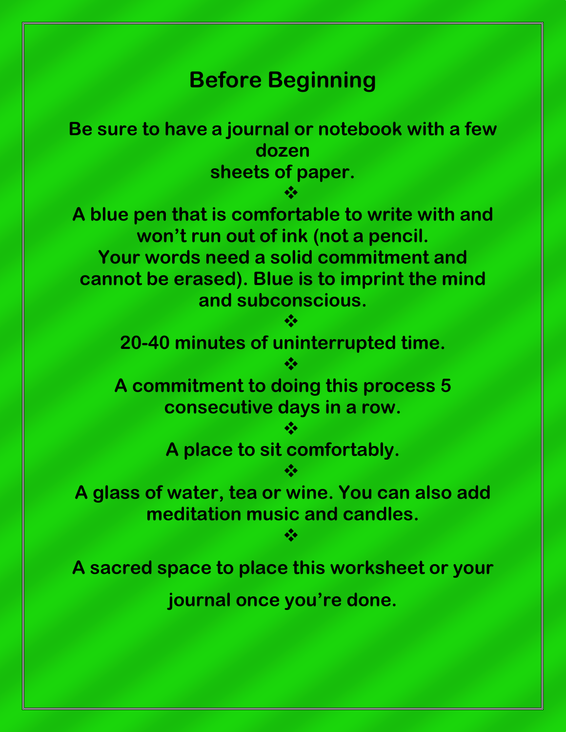# Before Beginning

Be sure to have a journal or notebook with a few dozen sheets of paper.

❖

A blue pen that is comfortable to write with and won't run out of ink (not a pencil. Your words need a solid commitment and cannot be erased). Blue is to imprint the mind and subconscious.

❖

20-40 minutes of uninterrupted time.

❖

A commitment to doing this process 5 consecutive days in a row.

❖

A place to sit comfortably.

❖

A glass of water, tea or wine. You can also add meditation music and candles.

❖

A sacred space to place this worksheet or your journal once you're done.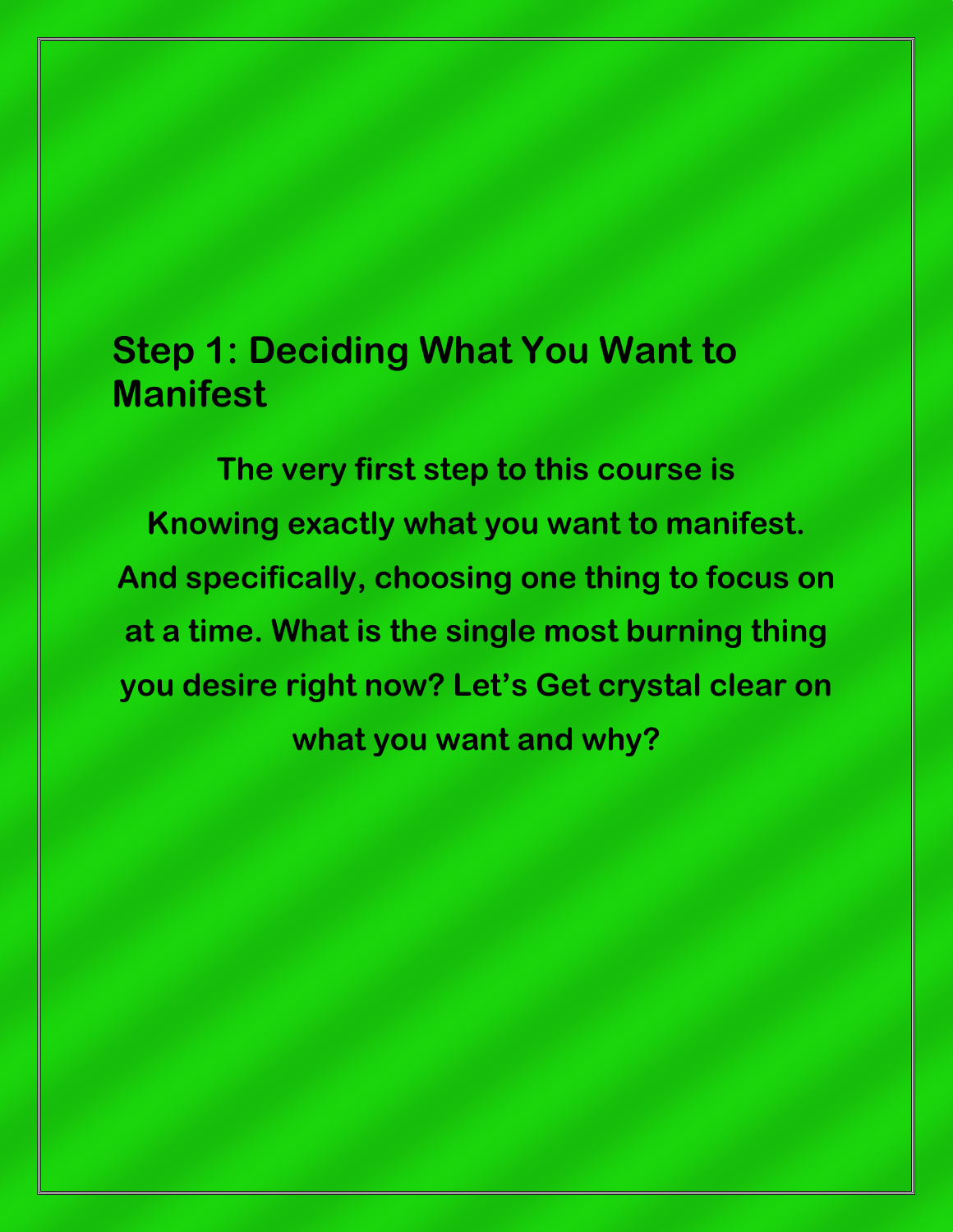## Step 1: Deciding What You Want to Manifest

**The very first step to this course is Knowing exactly what you want to manifest. And specifically, choosing one thing to focus on at a time. What is the single most burning thing you desire right now? Let's Get crystal clear on what you want and why?**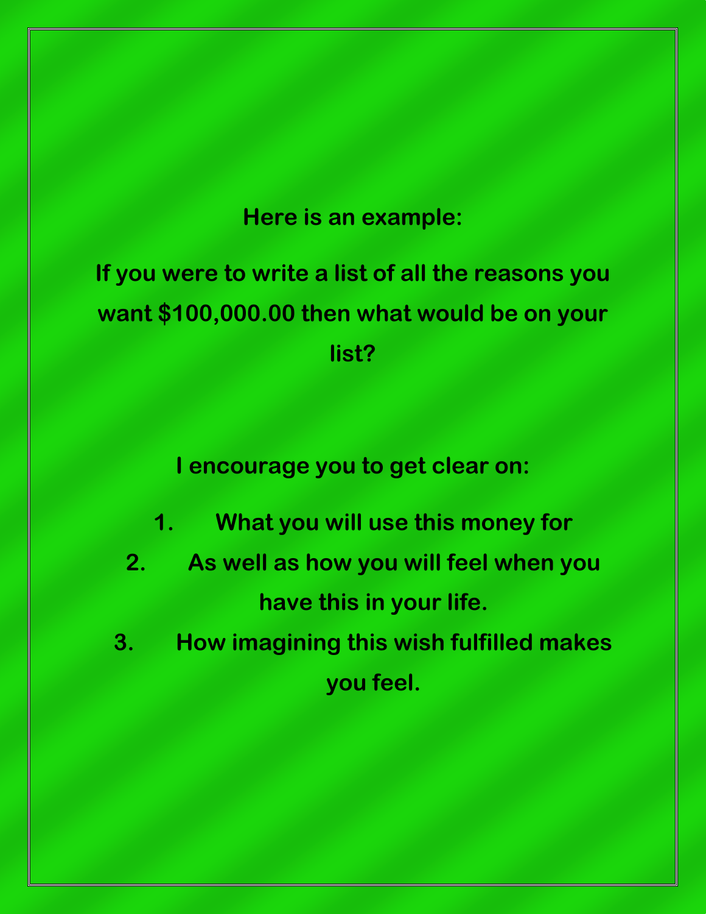**Here is an example:**

**If you were to write a list of all the reasons you want $100,000.00 then what would be on your list?**

**I encourage you to get clear on:**

1. **What you will use this money for**
2. **As well as how you will feel when you have this in your life.**
3. **How imagining this wish fulfilled makes you feel.**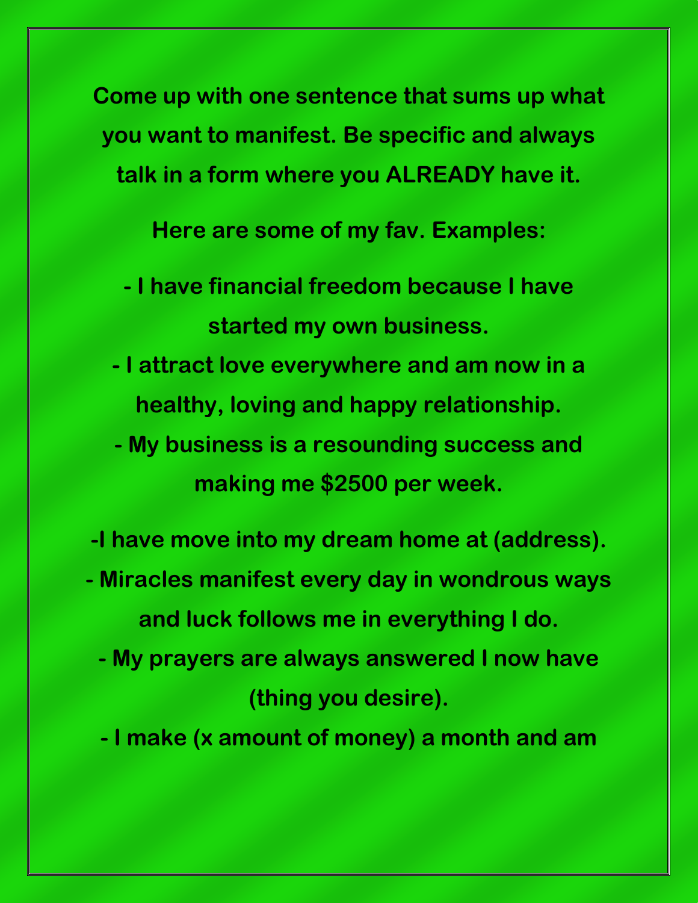**Come up with one sentence that sums up what you want to manifest. Be specific and always talk in a form where you ALREADY have it.**

**Here are some of my fav. Examples:**

**- I have financial freedom because I have started my own business.**
**- I attract love everywhere and am now in a healthy, loving and happy relationship.**
**- My business is a resounding success and making me $2500 per week.**

**-I have move into my dream home at (address).**
**- Miracles manifest every day in wondrous ways and luck follows me in everything I do.**
**- My prayers are always answered I now have (thing you desire).**
**- I make (x amount of money) a month and am**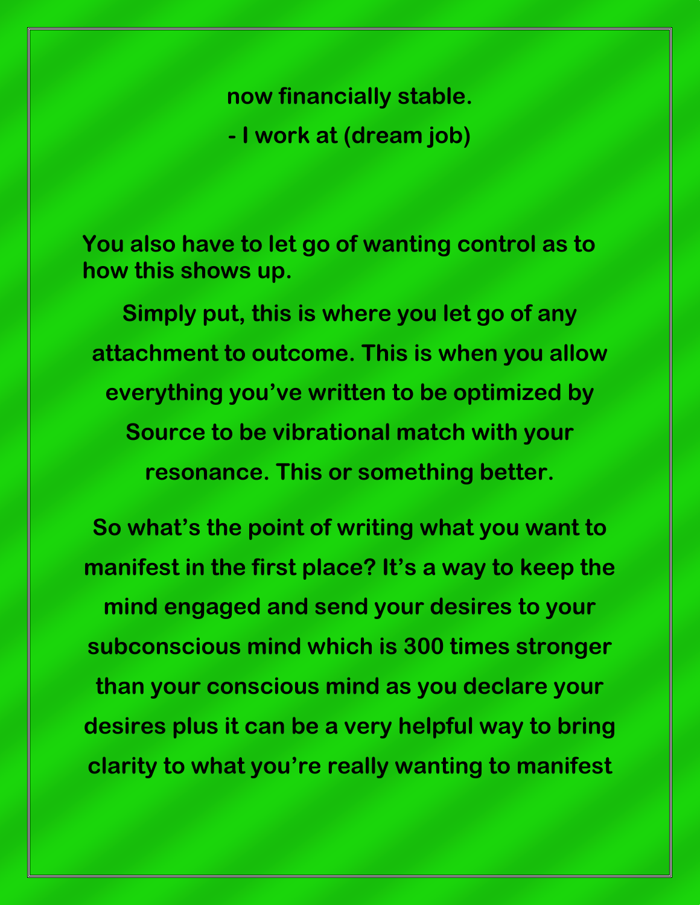**now financially stable.**

**- I work at (dream job)**

**You also have to let go of wanting control as to how this shows up.**

**Simply put, this is where you let go of any attachment to outcome. This is when you allow everything you've written to be optimized by Source to be vibrational match with your resonance. This or something better.**

**So what's the point of writing what you want to manifest in the first place? It's a way to keep the mind engaged and send your desires to your subconscious mind which is 300 times stronger than your conscious mind as you declare your desires plus it can be a very helpful way to bring clarity to what you're really wanting to manifest**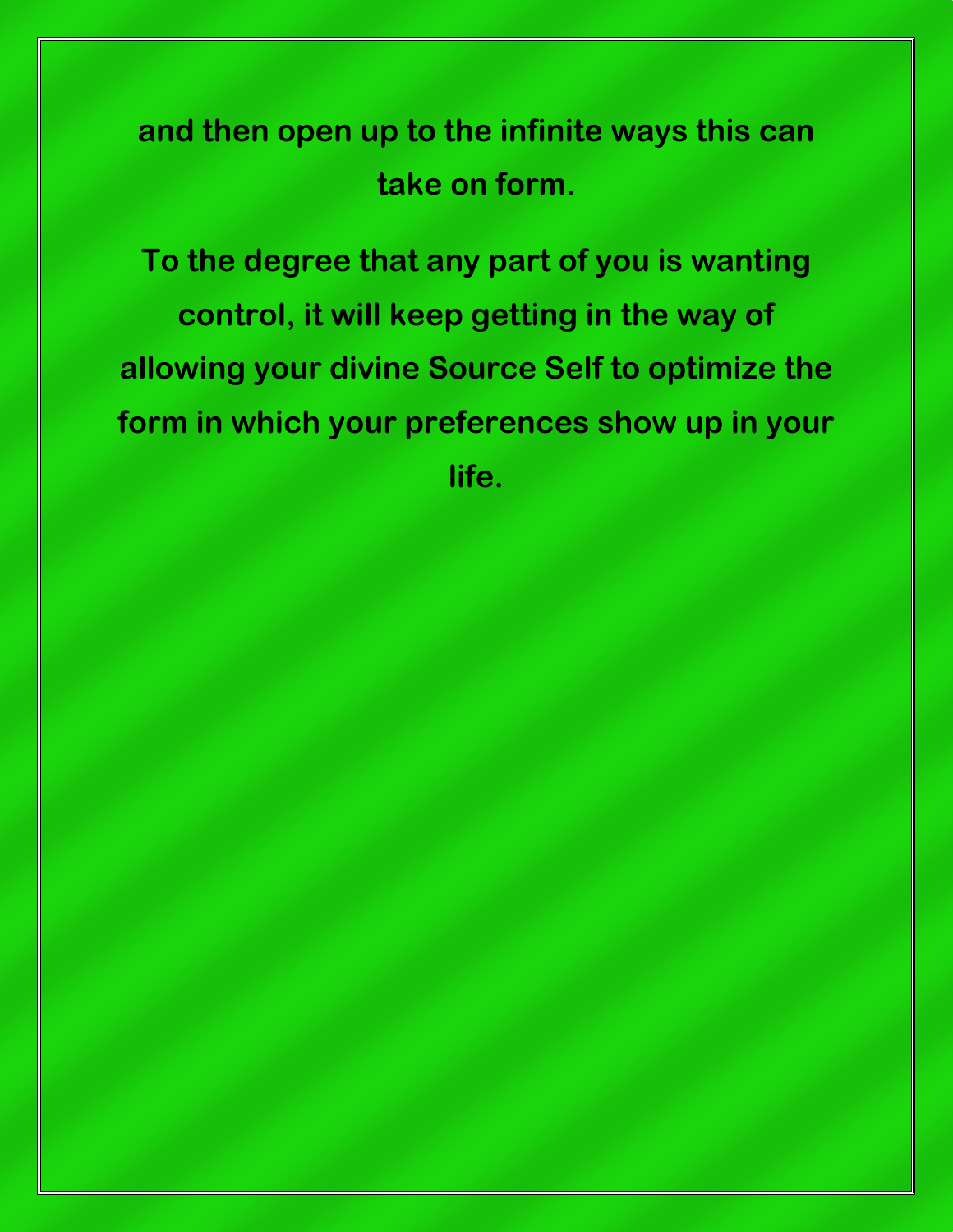**and then open up to the infinite ways this can take on form.**

**To the degree that any part of you is wanting control, it will keep getting in the way of allowing your divine Source Self to optimize the form in which your preferences show up in your life.**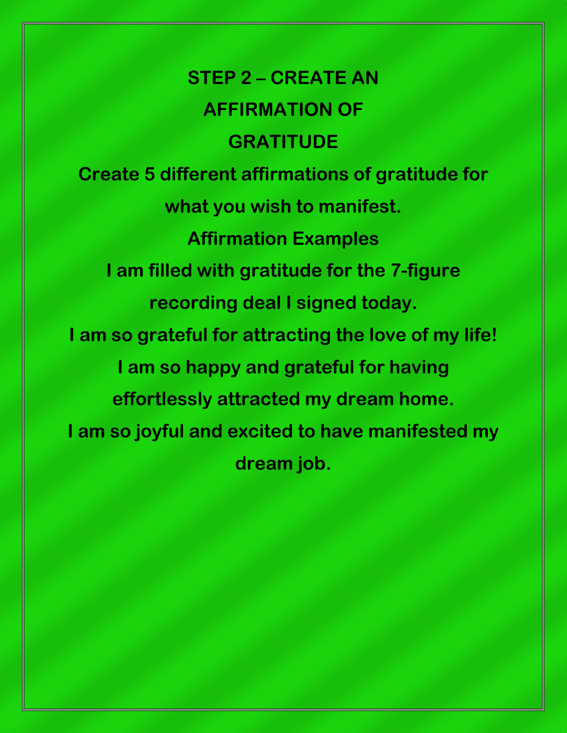# STEP 2 – CREATE AN AFFIRMATION OF GRATITUDE

**Create 5 different affirmations of gratitude for what you wish to manifest.**

**Affirmation Examples**

**I am filled with gratitude for the 7-figure recording deal I signed today.**

**I am so grateful for attracting the love of my life!**

**I am so happy and grateful for having effortlessly attracted my dream home.**

**I am so joyful and excited to have manifested my dream job.**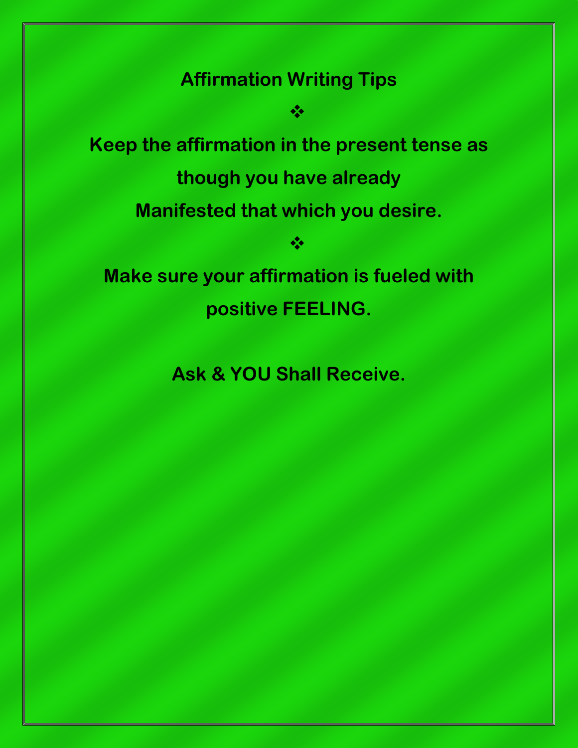## Affirmation Writing Tips

❖

**Keep the affirmation in the present tense as though you have already Manifested that which you desire.**

❖

**Make sure your affirmation is fueled with positive FEELING.**

**Ask & YOU Shall Receive.**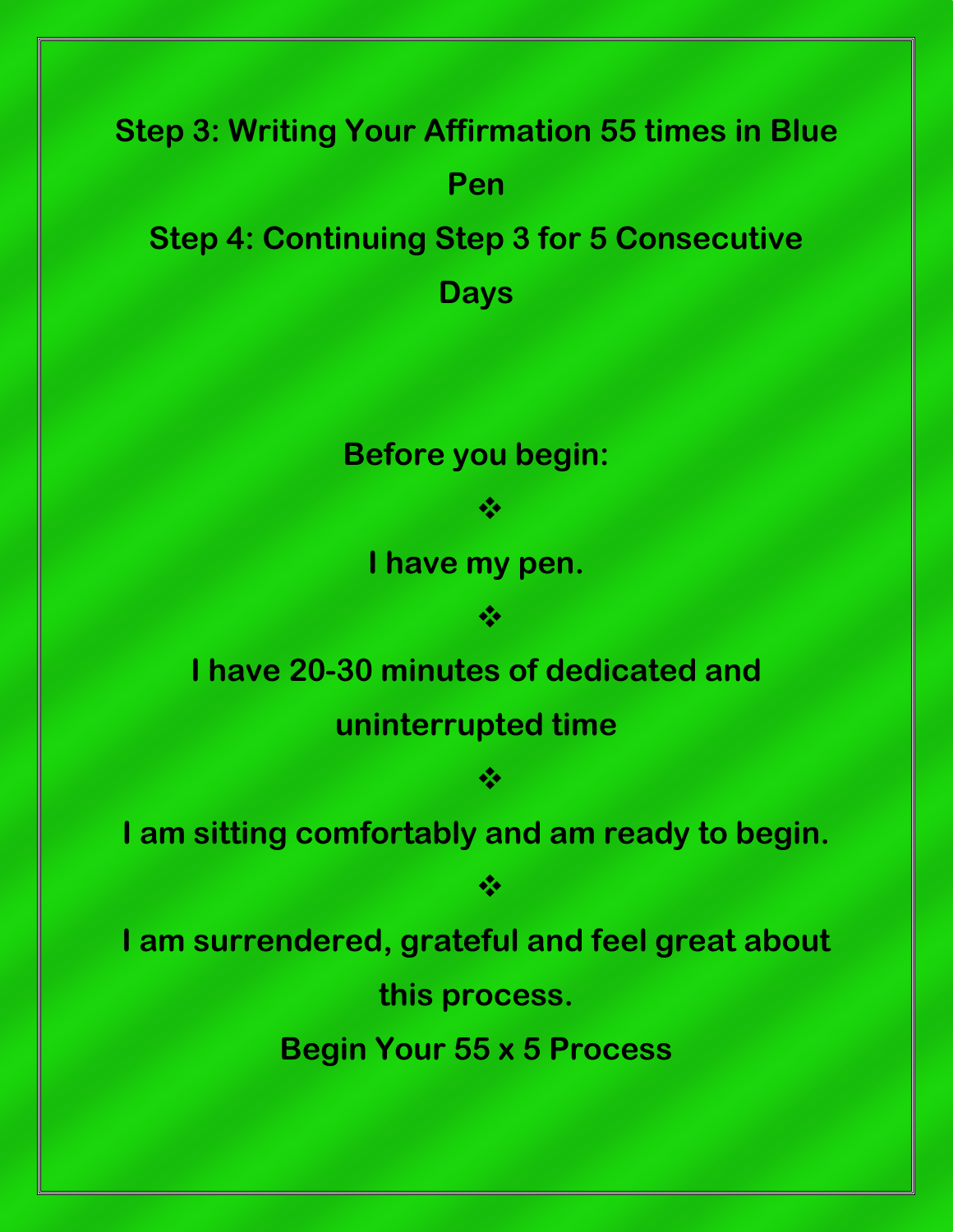**Step 3: Writing Your Affirmation 55 times in Blue Pen**

**Step 4: Continuing Step 3 for 5 Consecutive Days**

**Before you begin:**

❖

**I have my pen.**

❖

**I have 20-30 minutes of dedicated and uninterrupted time**

❖

**I am sitting comfortably and am ready to begin.**

❖

**I am surrendered, grateful and feel great about this process.**

**Begin Your 55 x 5 Process**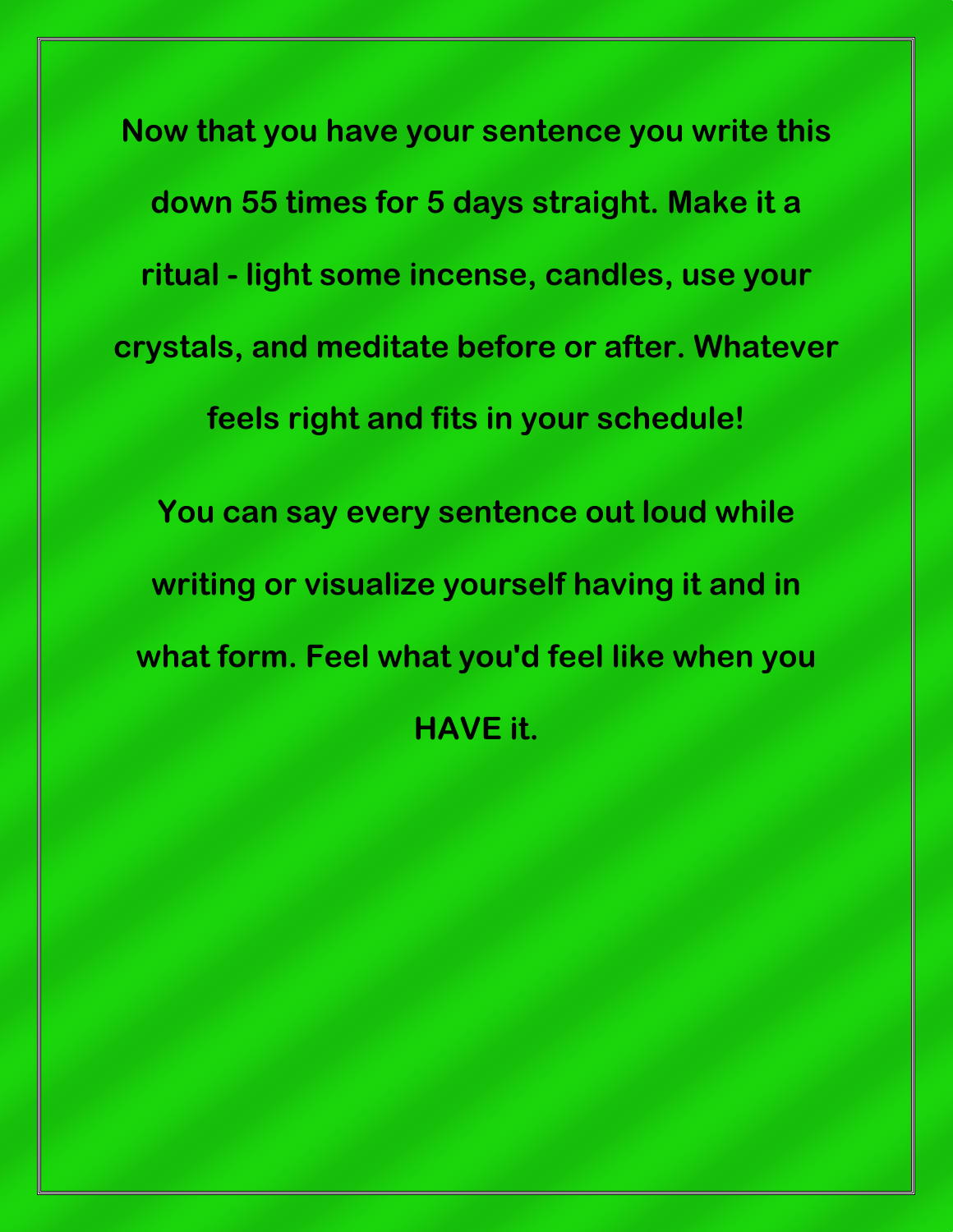**Now that you have your sentence you write this down 55 times for 5 days straight. Make it a ritual - light some incense, candles, use your crystals, and meditate before or after. Whatever feels right and fits in your schedule!**

**You can say every sentence out loud while writing or visualize yourself having it and in what form. Feel what you'd feel like when you HAVE it.**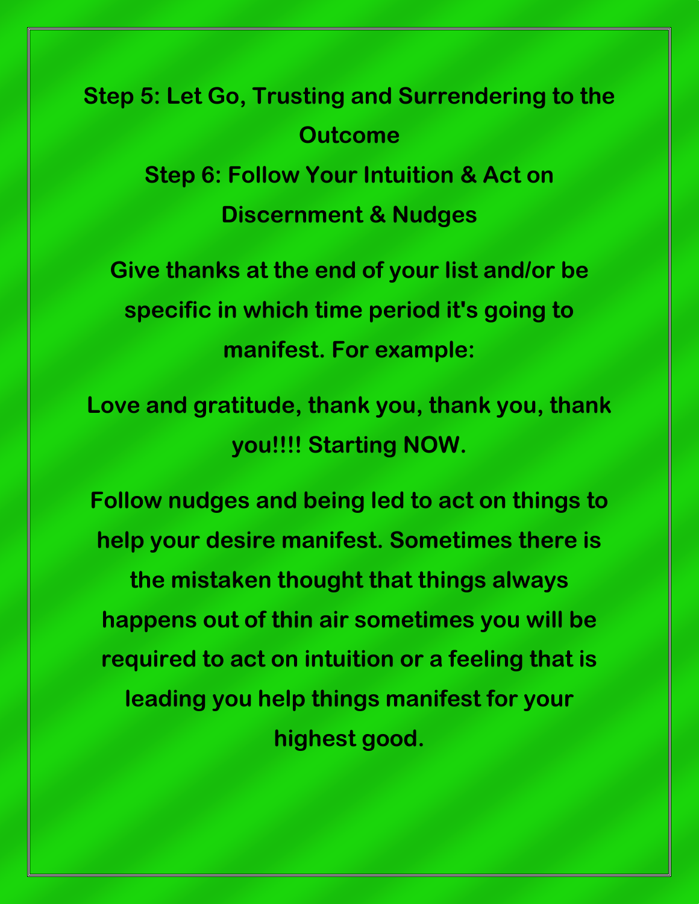## Step 5: Let Go, Trusting and Surrendering to the Outcome

## Step 6: Follow Your Intuition & Act on Discernment & Nudges

**Give thanks at the end of your list and/or be specific in which time period it's going to manifest. For example:**

**Love and gratitude, thank you, thank you, thank you!!!! Starting NOW.**

**Follow nudges and being led to act on things to help your desire manifest. Sometimes there is the mistaken thought that things always happens out of thin air sometimes you will be required to act on intuition or a feeling that is leading you help things manifest for your highest good.**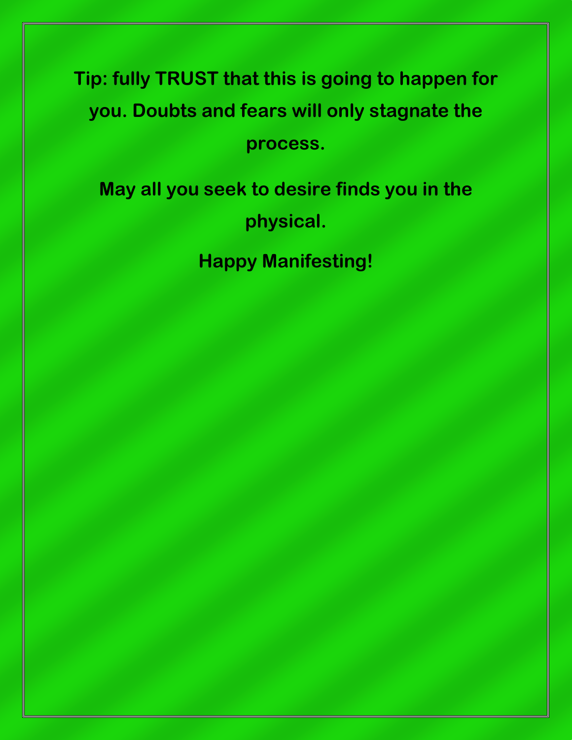**Tip: fully TRUST that this is going to happen for you. Doubts and fears will only stagnate the process.**

**May all you seek to desire finds you in the physical.**

**Happy Manifesting!**